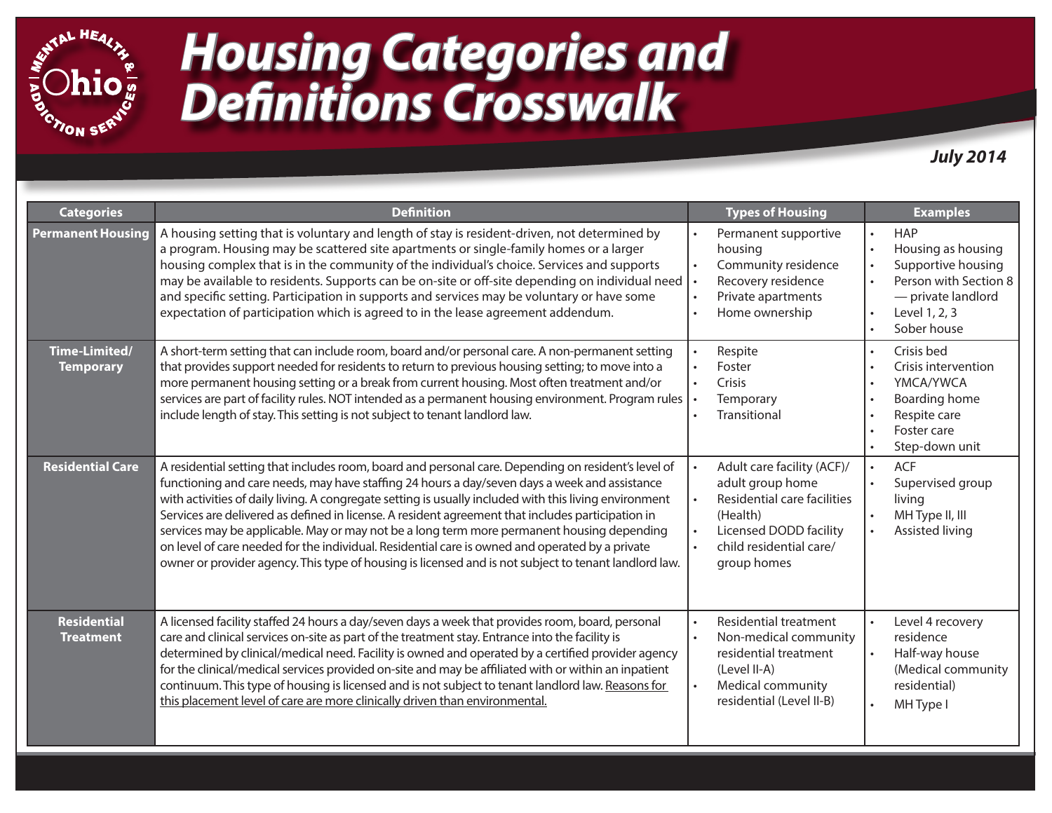# Housing Categories and Definitions Crosswalk

*July 2014*

| Categories | Definition | Types of Housing | Examples |
|---|---|---|---|
| **Permanent Housing** | A housing setting that is voluntary and length of stay is resident-driven, not determined by a program. Housing may be scattered site apartments or single-family homes or a larger housing complex that is in the community of the individual's choice. Services and supports may be available to residents. Supports can be on-site or off-site depending on individual need and specific setting. Participation in supports and services may be voluntary or have some expectation of participation which is agreed to in the lease agreement addendum. | • Permanent supportive housing<br>• Community residence<br>• Recovery residence<br>• Private apartments<br>• Home ownership | • HAP<br>• Housing as housing<br>• Supportive housing<br>• Person with Section 8 — private landlord<br>• Level 1, 2, 3<br>• Sober house |
| **Time-Limited/ Temporary** | A short-term setting that can include room, board and/or personal care. A non-permanent setting that provides support needed for residents to return to previous housing setting; to move into a more permanent housing setting or a break from current housing. Most often treatment and/or services are part of facility rules. NOT intended as a permanent housing environment. Program rules include length of stay. This setting is not subject to tenant landlord law. | • Respite<br>• Foster<br>• Crisis<br>• Temporary<br>• Transitional | • Crisis bed<br>• Crisis intervention<br>• YMCA/YWCA<br>• Boarding home<br>• Respite care<br>• Foster care<br>• Step-down unit |
| **Residential Care** | A residential setting that includes room, board and personal care. Depending on resident's level of functioning and care needs, may have staffing 24 hours a day/seven days a week and assistance with activities of daily living. A congregate setting is usually included with this living environment Services are delivered as defined in license. A resident agreement that includes participation in services may be applicable. May or may not be a long term more permanent housing depending on level of care needed for the individual. Residential care is owned and operated by a private owner or provider agency. This type of housing is licensed and is not subject to tenant landlord law. | • Adult care facility (ACF)/ adult group home<br>• Residential care facilities (Health)<br>• Licensed DODD facility<br>• child residential care/ group homes | • ACF<br>• Supervised group living<br>• MH Type II, III<br>• Assisted living |
| **Residential Treatment** | A licensed facility staffed 24 hours a day/seven days a week that provides room, board, personal care and clinical services on-site as part of the treatment stay. Entrance into the facility is determined by clinical/medical need. Facility is owned and operated by a certified provider agency for the clinical/medical services provided on-site and may be affiliated with or within an inpatient continuum. This type of housing is licensed and is not subject to tenant landlord law. <u>Reasons for this placement level of care are more clinically driven than environmental.</u> | • Residential treatment<br>• Non-medical community residential treatment (Level II-A)<br>• Medical community residential (Level II-B) | • Level 4 recovery residence<br>• Half-way house (Medical community residential)<br>• MH Type I |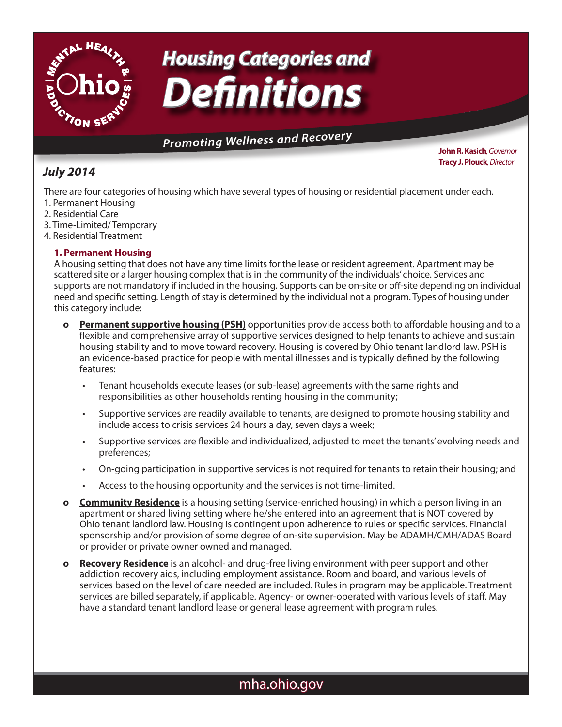# Housing Categories and Definitions

*Promoting Wellness and Recovery*

**John R. Kasich**, *Governor*
**Tracy J. Plouck**, *Director*

***July 2014***

There are four categories of housing which have several types of housing or residential placement under each.

1. Permanent Housing
2. Residential Care
3. Time-Limited/ Temporary
4. Residential Treatment

## 1. Permanent Housing

A housing setting that does not have any time limits for the lease or resident agreement. Apartment may be scattered site or a larger housing complex that is in the community of the individuals' choice. Services and supports are not mandatory if included in the housing. Supports can be on-site or off-site depending on individual need and specific setting. Length of stay is determined by the individual not a program. Types of housing under this category include:

- **Permanent supportive housing (PSH)** opportunities provide access both to affordable housing and to a flexible and comprehensive array of supportive services designed to help tenants to achieve and sustain housing stability and to move toward recovery. Housing is covered by Ohio tenant landlord law. PSH is an evidence-based practice for people with mental illnesses and is typically defined by the following features:
  - Tenant households execute leases (or sub-lease) agreements with the same rights and responsibilities as other households renting housing in the community;
  - Supportive services are readily available to tenants, are designed to promote housing stability and include access to crisis services 24 hours a day, seven days a week;
  - Supportive services are flexible and individualized, adjusted to meet the tenants' evolving needs and preferences;
  - On-going participation in supportive services is not required for tenants to retain their housing; and
  - Access to the housing opportunity and the services is not time-limited.
- **Community Residence** is a housing setting (service-enriched housing) in which a person living in an apartment or shared living setting where he/she entered into an agreement that is NOT covered by Ohio tenant landlord law. Housing is contingent upon adherence to rules or specific services. Financial sponsorship and/or provision of some degree of on-site supervision. May be ADAMH/CMH/ADAS Board or provider or private owner owned and managed.
- **Recovery Residence** is an alcohol- and drug-free living environment with peer support and other addiction recovery aids, including employment assistance. Room and board, and various levels of services based on the level of care needed are included. Rules in program may be applicable. Treatment services are billed separately, if applicable. Agency- or owner-operated with various levels of staff. May have a standard tenant landlord lease or general lease agreement with program rules.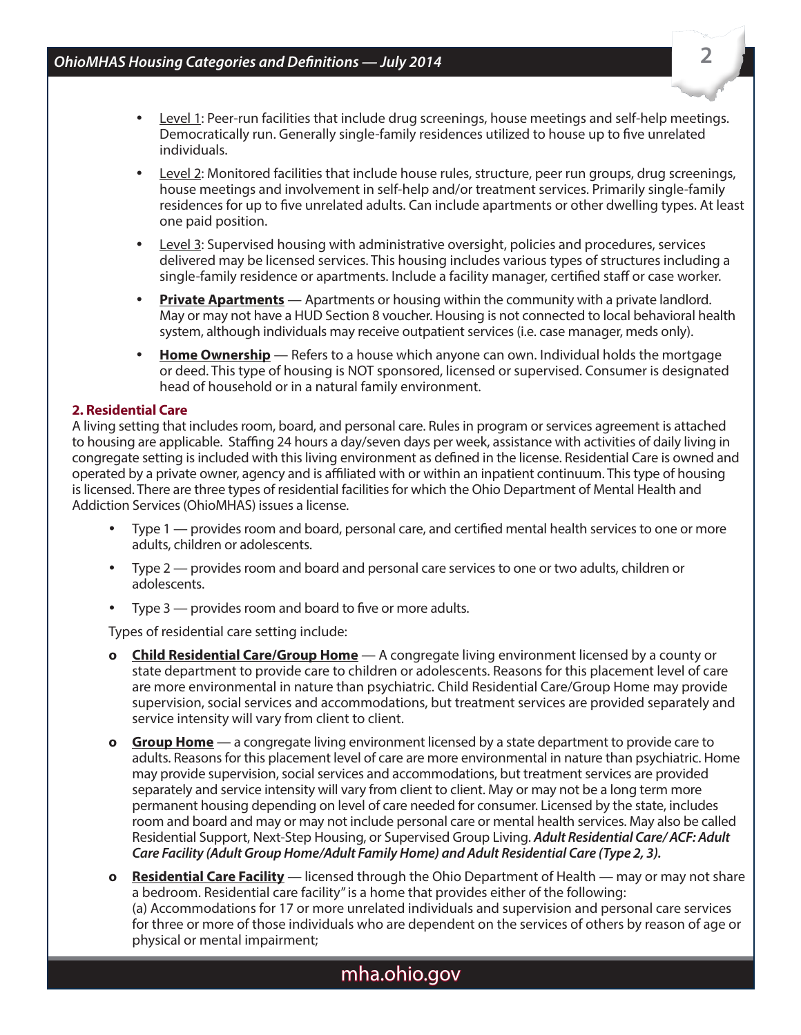- Level 1: Peer-run facilities that include drug screenings, house meetings and self-help meetings. Democratically run. Generally single-family residences utilized to house up to five unrelated individuals.
- Level 2: Monitored facilities that include house rules, structure, peer run groups, drug screenings, house meetings and involvement in self-help and/or treatment services. Primarily single-family residences for up to five unrelated adults. Can include apartments or other dwelling types. At least one paid position.
- Level 3: Supervised housing with administrative oversight, policies and procedures, services delivered may be licensed services. This housing includes various types of structures including a single-family residence or apartments. Include a facility manager, certified staff or case worker.
- **Private Apartments** — Apartments or housing within the community with a private landlord. May or may not have a HUD Section 8 voucher. Housing is not connected to local behavioral health system, although individuals may receive outpatient services (i.e. case manager, meds only).
- **Home Ownership** — Refers to a house which anyone can own. Individual holds the mortgage or deed. This type of housing is NOT sponsored, licensed or supervised. Consumer is designated head of household or in a natural family environment.

### 2. Residential Care

A living setting that includes room, board, and personal care. Rules in program or services agreement is attached to housing are applicable. Staffing 24 hours a day/seven days per week, assistance with activities of daily living in congregate setting is included with this living environment as defined in the license. Residential Care is owned and operated by a private owner, agency and is affiliated with or within an inpatient continuum. This type of housing is licensed. There are three types of residential facilities for which the Ohio Department of Mental Health and Addiction Services (OhioMHAS) issues a license.

- Type 1 — provides room and board, personal care, and certified mental health services to one or more adults, children or adolescents.
- Type 2 — provides room and board and personal care services to one or two adults, children or adolescents.
- Type 3 — provides room and board to five or more adults.

Types of residential care setting include:

- **Child Residential Care/Group Home** — A congregate living environment licensed by a county or state department to provide care to children or adolescents. Reasons for this placement level of care are more environmental in nature than psychiatric. Child Residential Care/Group Home may provide supervision, social services and accommodations, but treatment services are provided separately and service intensity will vary from client to client.
- **Group Home** — a congregate living environment licensed by a state department to provide care to adults. Reasons for this placement level of care are more environmental in nature than psychiatric. Home may provide supervision, social services and accommodations, but treatment services are provided separately and service intensity will vary from client to client. May or may not be a long term more permanent housing depending on level of care needed for consumer. Licensed by the state, includes room and board and may or may not include personal care or mental health services. May also be called Residential Support, Next-Step Housing, or Supervised Group Living. ***Adult Residential Care/ ACF: Adult Care Facility (Adult Group Home/Adult Family Home) and Adult Residential Care (Type 2, 3).***
- **Residential Care Facility** — licensed through the Ohio Department of Health — may or may not share a bedroom. Residential care facility" is a home that provides either of the following:
  (a) Accommodations for 17 or more unrelated individuals and supervision and personal care services for three or more of those individuals who are dependent on the services of others by reason of age or physical or mental impairment;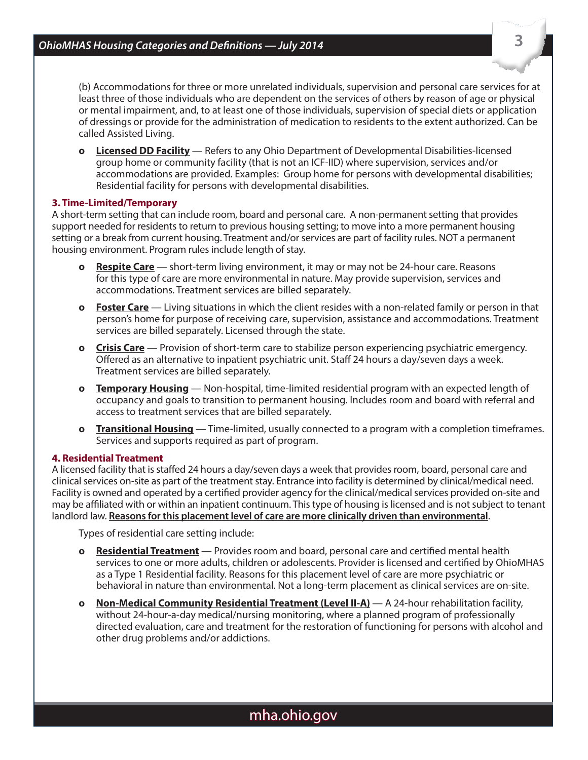(b) Accommodations for three or more unrelated individuals, supervision and personal care services for at least three of those individuals who are dependent on the services of others by reason of age or physical or mental impairment, and, to at least one of those individuals, supervision of special diets or application of dressings or provide for the administration of medication to residents to the extent authorized. Can be called Assisted Living.

- **Licensed DD Facility** — Refers to any Ohio Department of Developmental Disabilities-licensed group home or community facility (that is not an ICF-IID) where supervision, services and/or accommodations are provided. Examples: Group home for persons with developmental disabilities; Residential facility for persons with developmental disabilities.

### 3. Time-Limited/Temporary

A short-term setting that can include room, board and personal care. A non-permanent setting that provides support needed for residents to return to previous housing setting; to move into a more permanent housing setting or a break from current housing. Treatment and/or services are part of facility rules. NOT a permanent housing environment. Program rules include length of stay.

- **Respite Care** — short-term living environment, it may or may not be 24-hour care. Reasons for this type of care are more environmental in nature. May provide supervision, services and accommodations. Treatment services are billed separately.
- **Foster Care** — Living situations in which the client resides with a non-related family or person in that person's home for purpose of receiving care, supervision, assistance and accommodations. Treatment services are billed separately. Licensed through the state.
- **Crisis Care** — Provision of short-term care to stabilize person experiencing psychiatric emergency. Offered as an alternative to inpatient psychiatric unit. Staff 24 hours a day/seven days a week. Treatment services are billed separately.
- **Temporary Housing** — Non-hospital, time-limited residential program with an expected length of occupancy and goals to transition to permanent housing. Includes room and board with referral and access to treatment services that are billed separately.
- **Transitional Housing** — Time-limited, usually connected to a program with a completion timeframes. Services and supports required as part of program.

### 4. Residential Treatment

A licensed facility that is staffed 24 hours a day/seven days a week that provides room, board, personal care and clinical services on-site as part of the treatment stay. Entrance into facility is determined by clinical/medical need. Facility is owned and operated by a certified provider agency for the clinical/medical services provided on-site and may be affiliated with or within an inpatient continuum. This type of housing is licensed and is not subject to tenant landlord law. **Reasons for this placement level of care are more clinically driven than environmental**.

Types of residential care setting include:

- **Residential Treatment** — Provides room and board, personal care and certified mental health services to one or more adults, children or adolescents. Provider is licensed and certified by OhioMHAS as a Type 1 Residential facility. Reasons for this placement level of care are more psychiatric or behavioral in nature than environmental. Not a long-term placement as clinical services are on-site.
- **Non-Medical Community Residential Treatment (Level II-A)** — A 24-hour rehabilitation facility, without 24-hour-a-day medical/nursing monitoring, where a planned program of professionally directed evaluation, care and treatment for the restoration of functioning for persons with alcohol and other drug problems and/or addictions.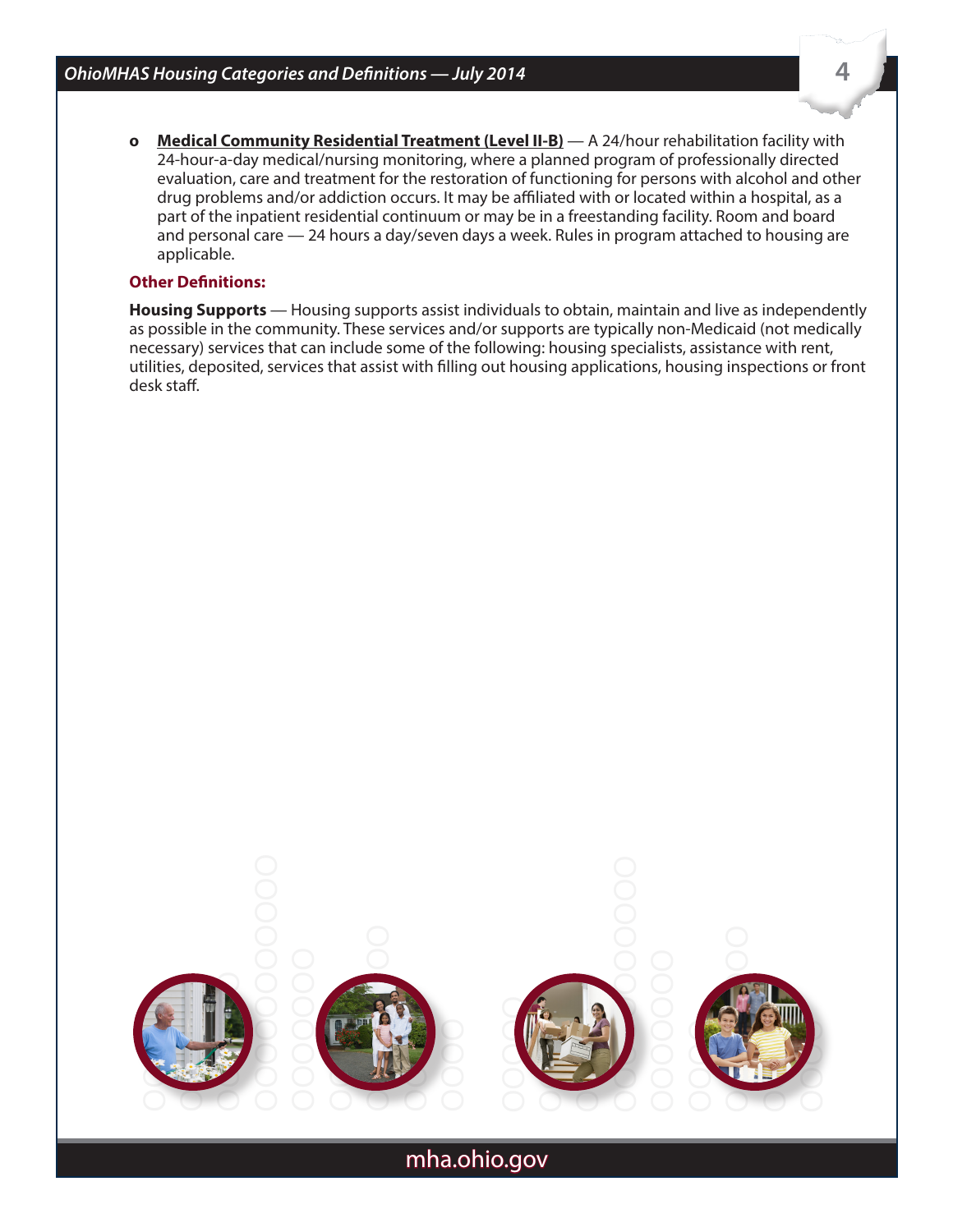- **Medical Community Residential Treatment (Level II-B)** — A 24/hour rehabilitation facility with 24-hour-a-day medical/nursing monitoring, where a planned program of professionally directed evaluation, care and treatment for the restoration of functioning for persons with alcohol and other drug problems and/or addiction occurs. It may be affiliated with or located within a hospital, as a part of the inpatient residential continuum or may be in a freestanding facility. Room and board and personal care — 24 hours a day/seven days a week. Rules in program attached to housing are applicable.

**Other Definitions:**

**Housing Supports** — Housing supports assist individuals to obtain, maintain and live as independently as possible in the community. These services and/or supports are typically non-Medicaid (not medically necessary) services that can include some of the following: housing specialists, assistance with rent, utilities, deposited, services that assist with filling out housing applications, housing inspections or front desk staff.